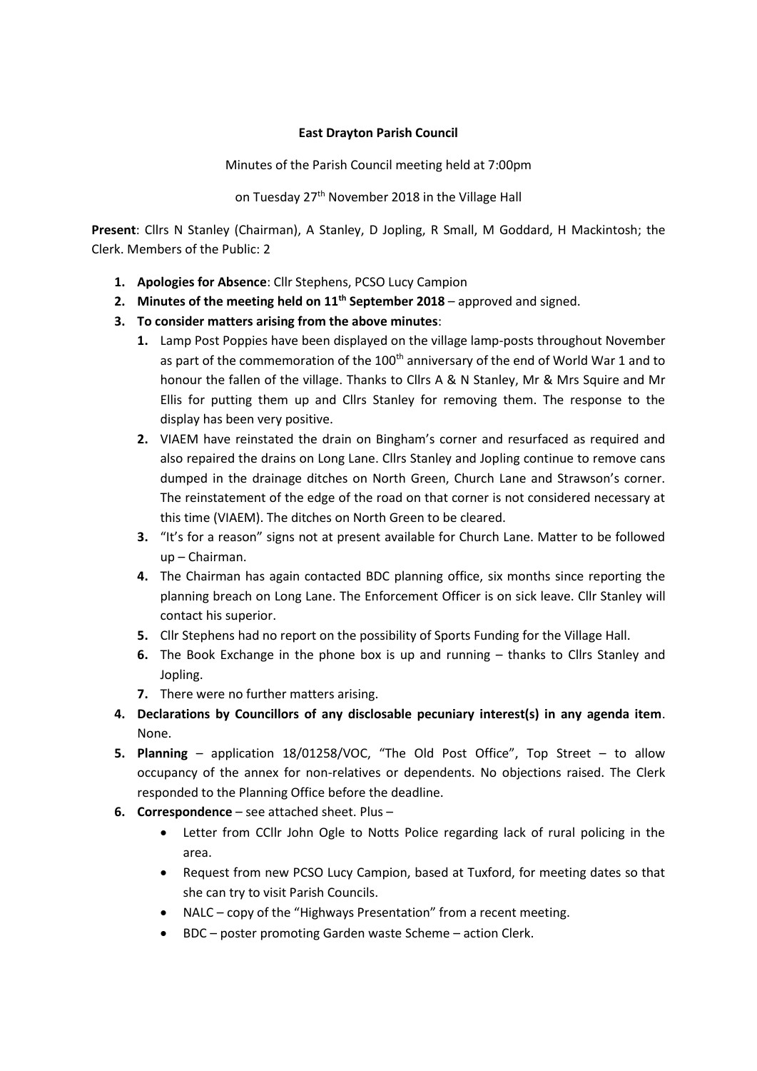**East Drayton Parish Council**

Minutes of the Parish Council meeting held at 7:00pm

on Tuesday 27th November 2018 in the Village Hall

**Present**: Cllrs N Stanley (Chairman), A Stanley, D Jopling, R Small, M Goddard, H Mackintosh; the Clerk. Members of the Public: 2

1. **Apologies for Absence**: Cllr Stephens, PCSO Lucy Campion
2. **Minutes of the meeting held on 11th September 2018** – approved and signed.
3. **To consider matters arising from the above minutes**:
    1. Lamp Post Poppies have been displayed on the village lamp-posts throughout November as part of the commemoration of the 100th anniversary of the end of World War 1 and to honour the fallen of the village. Thanks to Cllrs A & N Stanley, Mr & Mrs Squire and Mr Ellis for putting them up and Cllrs Stanley for removing them. The response to the display has been very positive.
    2. VIAEM have reinstated the drain on Bingham's corner and resurfaced as required and also repaired the drains on Long Lane. Cllrs Stanley and Jopling continue to remove cans dumped in the drainage ditches on North Green, Church Lane and Strawson's corner. The reinstatement of the edge of the road on that corner is not considered necessary at this time (VIAEM). The ditches on North Green to be cleared.
    3. "It's for a reason" signs not at present available for Church Lane. Matter to be followed up – Chairman.
    4. The Chairman has again contacted BDC planning office, six months since reporting the planning breach on Long Lane. The Enforcement Officer is on sick leave. Cllr Stanley will contact his superior.
    5. Cllr Stephens had no report on the possibility of Sports Funding for the Village Hall.
    6. The Book Exchange in the phone box is up and running – thanks to Cllrs Stanley and Jopling.
    7. There were no further matters arising.
4. **Declarations by Councillors of any disclosable pecuniary interest(s) in any agenda item**. None.
5. **Planning** – application 18/01258/VOC, "The Old Post Office", Top Street – to allow occupancy of the annex for non-relatives or dependents. No objections raised. The Clerk responded to the Planning Office before the deadline.
6. **Correspondence** – see attached sheet. Plus –
    - Letter from CCllr John Ogle to Notts Police regarding lack of rural policing in the area.
    - Request from new PCSO Lucy Campion, based at Tuxford, for meeting dates so that she can try to visit Parish Councils.
    - NALC – copy of the "Highways Presentation" from a recent meeting.
    - BDC – poster promoting Garden waste Scheme – action Clerk.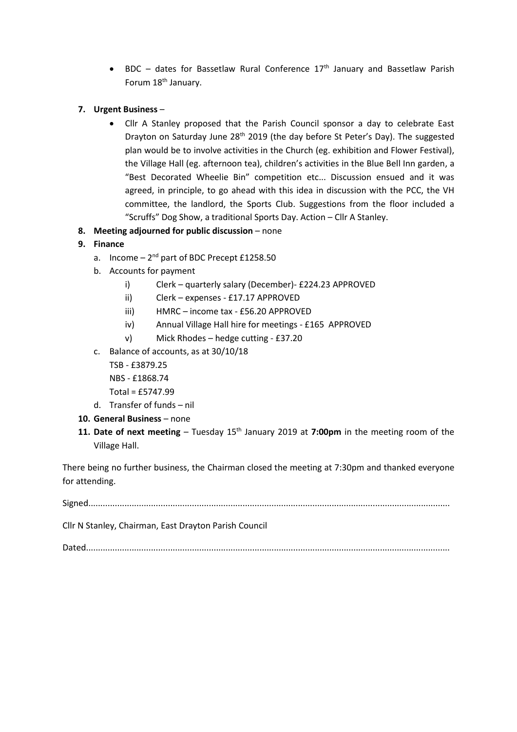- BDC – dates for Bassetlaw Rural Conference 17th January and Bassetlaw Parish Forum 18th January.

7. **Urgent Business** –
   - Cllr A Stanley proposed that the Parish Council sponsor a day to celebrate East Drayton on Saturday June 28th 2019 (the day before St Peter's Day). The suggested plan would be to involve activities in the Church (eg. exhibition and Flower Festival), the Village Hall (eg. afternoon tea), children's activities in the Blue Bell Inn garden, a "Best Decorated Wheelie Bin" competition etc... Discussion ensued and it was agreed, in principle, to go ahead with this idea in discussion with the PCC, the VH committee, the landlord, the Sports Club. Suggestions from the floor included a "Scruffs" Dog Show, a traditional Sports Day. Action – Cllr A Stanley.
8. **Meeting adjourned for public discussion** – none
9. **Finance**
   a. Income – 2nd part of BDC Precept £1258.50
   b. Accounts for payment
      i) Clerk – quarterly salary (December)- £224.23 APPROVED
      ii) Clerk – expenses - £17.17 APPROVED
      iii) HMRC – income tax - £56.20 APPROVED
      iv) Annual Village Hall hire for meetings - £165 APPROVED
      v) Mick Rhodes – hedge cutting - £37.20
   c. Balance of accounts, as at 30/10/18
      TSB - £3879.25
      NBS - £1868.74
      Total = £5747.99
   d. Transfer of funds – nil
10. **General Business** – none
11. **Date of next meeting** – Tuesday 15th January 2019 at **7:00pm** in the meeting room of the Village Hall.

There being no further business, the Chairman closed the meeting at 7:30pm and thanked everyone for attending.

Signed.......................................................................................................................................

Cllr N Stanley, Chairman, East Drayton Parish Council

Dated.........................................................................................................................................